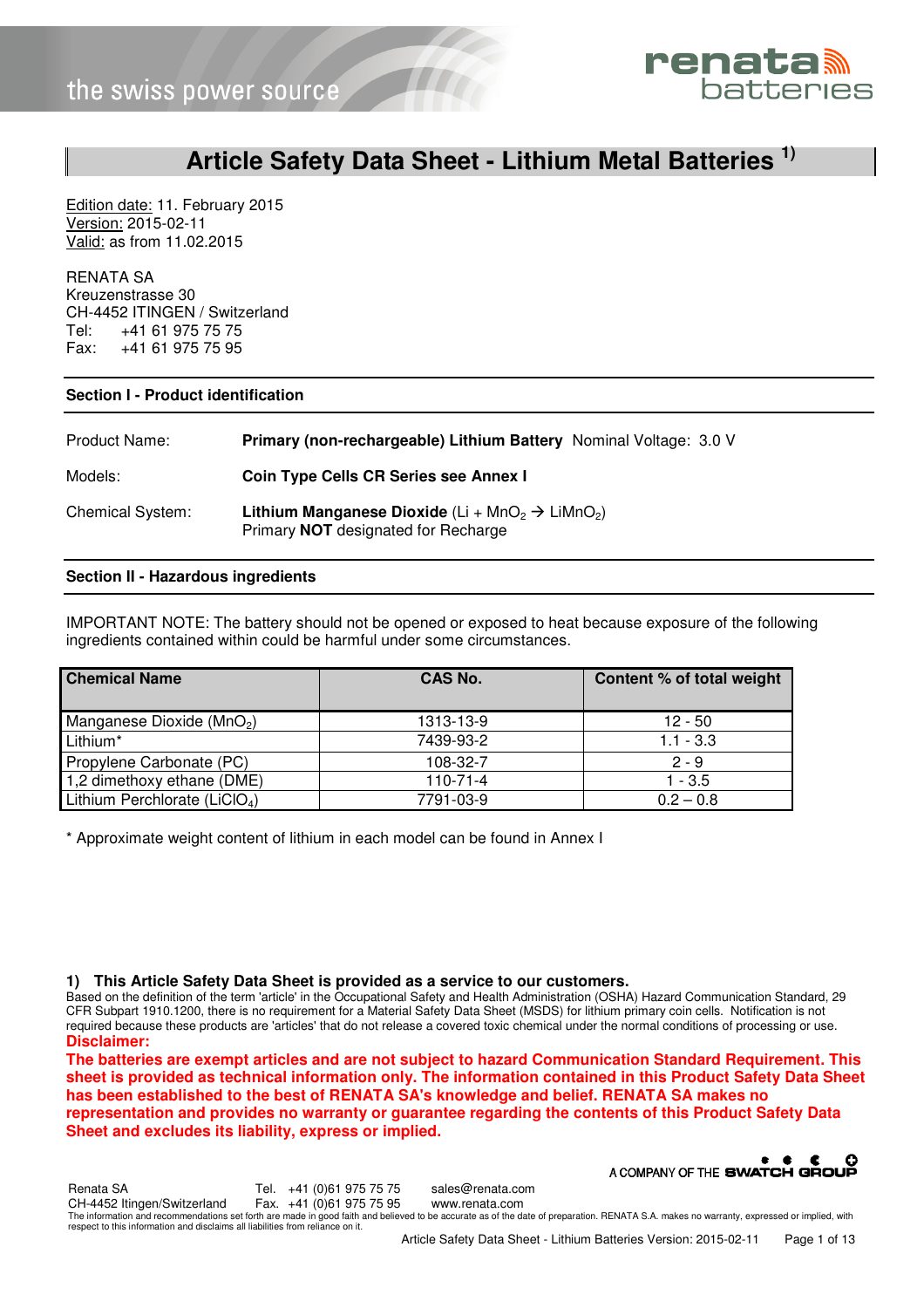# Article Safety Data Sheet - Lithium Metal Batteries [1)]

Edition date: 11. February 2015
Version: 2015-02-11
Valid: as from 11.02.2015

RENATA SA
Kreuzenstrasse 30
CH-4452 ITINGEN / Switzerland
Tel: +41 61 975 75 75
Fax: +41 61 975 75 95

## Section I - Product identification

| | |
|---|---|
| Product Name: | **Primary (non-rechargeable) Lithium Battery** Nominal Voltage: 3.0 V |
| Models: | **Coin Type Cells CR Series see Annex I** |
| Chemical System: | **Lithium Manganese Dioxide** ($Li + MnO_2 \rightarrow LiMnO_2$) Primary **NOT** designated for Recharge |

## Section II - Hazardous ingredients

IMPORTANT NOTE: The battery should not be opened or exposed to heat because exposure of the following ingredients contained within could be harmful under some circumstances.

| Chemical Name | CAS No. | Content % of total weight |
|---|---|---|
| Manganese Dioxide ($MnO_2$) | 1313-13-9 | 12 - 50 |
| Lithium* | 7439-93-2 | 1.1 - 3.3 |
| Propylene Carbonate (PC) | 108-32-7 | 2 - 9 |
| 1,2 dimethoxy ethane (DME) | 110-71-4 | 1 - 3.5 |
| Lithium Perchlorate ($LiClO_4$) | 7791-03-9 | 0.2 – 0.8 |

* Approximate weight content of lithium in each model can be found in Annex I

**1) This Article Safety Data Sheet is provided as a service to our customers.**

Based on the definition of the term 'article' in the Occupational Safety and Health Administration (OSHA) Hazard Communication Standard, 29 CFR Subpart 1910.1200, there is no requirement for a Material Safety Data Sheet (MSDS) for lithium primary coin cells. Notification is not required because these products are 'articles' that do not release a covered toxic chemical under the normal conditions of processing or use.

**Disclaimer:**

**The batteries are exempt articles and are not subject to hazard Communication Standard Requirement. This sheet is provided as technical information only. The information contained in this Product Safety Data Sheet has been established to the best of RENATA SA's knowledge and belief. RENATA SA makes no representation and provides no warranty or guarantee regarding the contents of this Product Safety Data Sheet and excludes its liability, express or implied.**

A COMPANY OF THE SWATCH GROUP

Renata SA
CH-4452 Itingen/Switzerland
Tel. +41 (0)61 975 75 75
Fax. +41 (0)61 975 75 95
sales@renata.com
www.renata.com

The information and recommendations set forth are made in good faith and believed to be accurate as of the date of preparation. RENATA S.A. makes no warranty, expressed or implied, with respect to this information and disclaims all liabilities from reliance on it.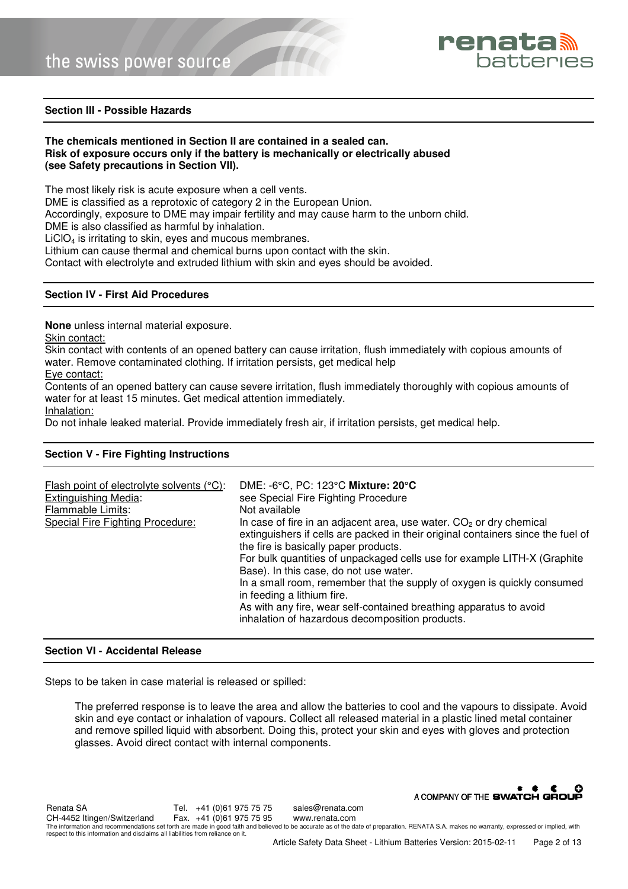## Section III - Possible Hazards

**The chemicals mentioned in Section II are contained in a sealed can.**
**Risk of exposure occurs only if the battery is mechanically or electrically abused**
**(see Safety precautions in Section VII).**

The most likely risk is acute exposure when a cell vents.
DME is classified as a reprotoxic of category 2 in the European Union.
Accordingly, exposure to DME may impair fertility and may cause harm to the unborn child.
DME is also classified as harmful by inhalation.
$LiClO_4$ is irritating to skin, eyes and mucous membranes.
Lithium can cause thermal and chemical burns upon contact with the skin.
Contact with electrolyte and extruded lithium with skin and eyes should be avoided.

## Section IV - First Aid Procedures

**None** unless internal material exposure.

Skin contact:
Skin contact with contents of an opened battery can cause irritation, flush immediately with copious amounts of water. Remove contaminated clothing. If irritation persists, get medical help

Eye contact:
Contents of an opened battery can cause severe irritation, flush immediately thoroughly with copious amounts of water for at least 15 minutes. Get medical attention immediately.

Inhalation:
Do not inhale leaked material. Provide immediately fresh air, if irritation persists, get medical help.

## Section V - Fire Fighting Instructions

| | |
|---|---|
| Flash point of electrolyte solvents (°C): | DME: -6°C, PC: 123°C **Mixture: 20°C** |
| Extinguishing Media: | see Special Fire Fighting Procedure |
| Flammable Limits: | Not available |
| Special Fire Fighting Procedure: | In case of fire in an adjacent area, use water. $CO_2$ or dry chemical extinguishers if cells are packed in their original containers since the fuel of the fire is basically paper products. For bulk quantities of unpackaged cells use for example LITH-X (Graphite Base). In this case, do not use water. In a small room, remember that the supply of oxygen is quickly consumed in feeding a lithium fire. As with any fire, wear self-contained breathing apparatus to avoid inhalation of hazardous decomposition products. |

## Section VI - Accidental Release

Steps to be taken in case material is released or spilled:

The preferred response is to leave the area and allow the batteries to cool and the vapours to dissipate. Avoid skin and eye contact or inhalation of vapours. Collect all released material in a plastic lined metal container and remove spilled liquid with absorbent. Doing this, protect your skin and eyes with gloves and protection glasses. Avoid direct contact with internal components.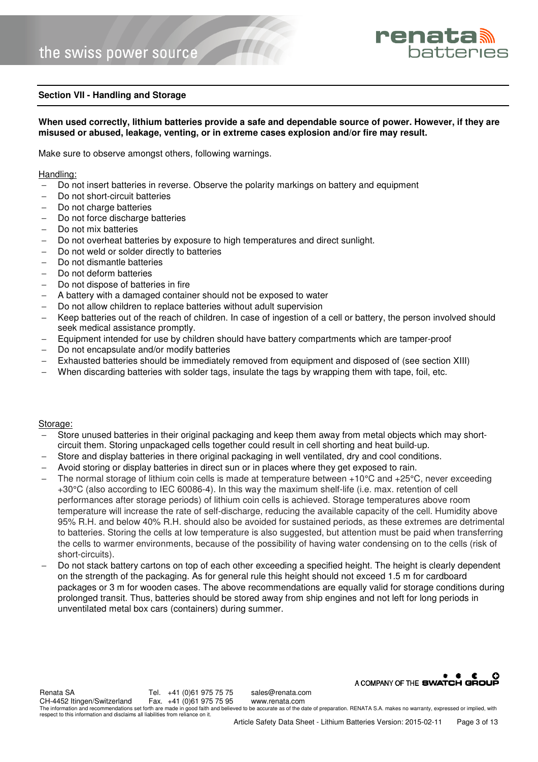## Section VII - Handling and Storage

**When used correctly, lithium batteries provide a safe and dependable source of power. However, if they are misused or abused, leakage, venting, or in extreme cases explosion and/or fire may result.**

Make sure to observe amongst others, following warnings.

Handling:

- Do not insert batteries in reverse. Observe the polarity markings on battery and equipment
- Do not short-circuit batteries
- Do not charge batteries
- Do not force discharge batteries
- Do not mix batteries
- Do not overheat batteries by exposure to high temperatures and direct sunlight.
- Do not weld or solder directly to batteries
- Do not dismantle batteries
- Do not deform batteries
- Do not dispose of batteries in fire
- A battery with a damaged container should not be exposed to water
- Do not allow children to replace batteries without adult supervision
- Keep batteries out of the reach of children. In case of ingestion of a cell or battery, the person involved should seek medical assistance promptly.
- Equipment intended for use by children should have battery compartments which are tamper-proof
- Do not encapsulate and/or modify batteries
- Exhausted batteries should be immediately removed from equipment and disposed of (see section XIII)
- When discarding batteries with solder tags, insulate the tags by wrapping them with tape, foil, etc.

Storage:

- Store unused batteries in their original packaging and keep them away from metal objects which may short-circuit them. Storing unpackaged cells together could result in cell shorting and heat build-up.
- Store and display batteries in there original packaging in well ventilated, dry and cool conditions.
- Avoid storing or display batteries in direct sun or in places where they get exposed to rain.
- The normal storage of lithium coin cells is made at temperature between +10°C and +25°C, never exceeding +30°C (also according to IEC 60086-4). In this way the maximum shelf-life (i.e. max. retention of cell performances after storage periods) of lithium coin cells is achieved. Storage temperatures above room temperature will increase the rate of self-discharge, reducing the available capacity of the cell. Humidity above 95% R.H. and below 40% R.H. should also be avoided for sustained periods, as these extremes are detrimental to batteries. Storing the cells at low temperature is also suggested, but attention must be paid when transferring the cells to warmer environments, because of the possibility of having water condensing on to the cells (risk of short-circuits).
- Do not stack battery cartons on top of each other exceeding a specified height. The height is clearly dependent on the strength of the packaging. As for general rule this height should not exceed 1.5 m for cardboard packages or 3 m for wooden cases. The above recommendations are equally valid for storage conditions during prolonged transit. Thus, batteries should be stored away from ship engines and not left for long periods in unventilated metal box cars (containers) during summer.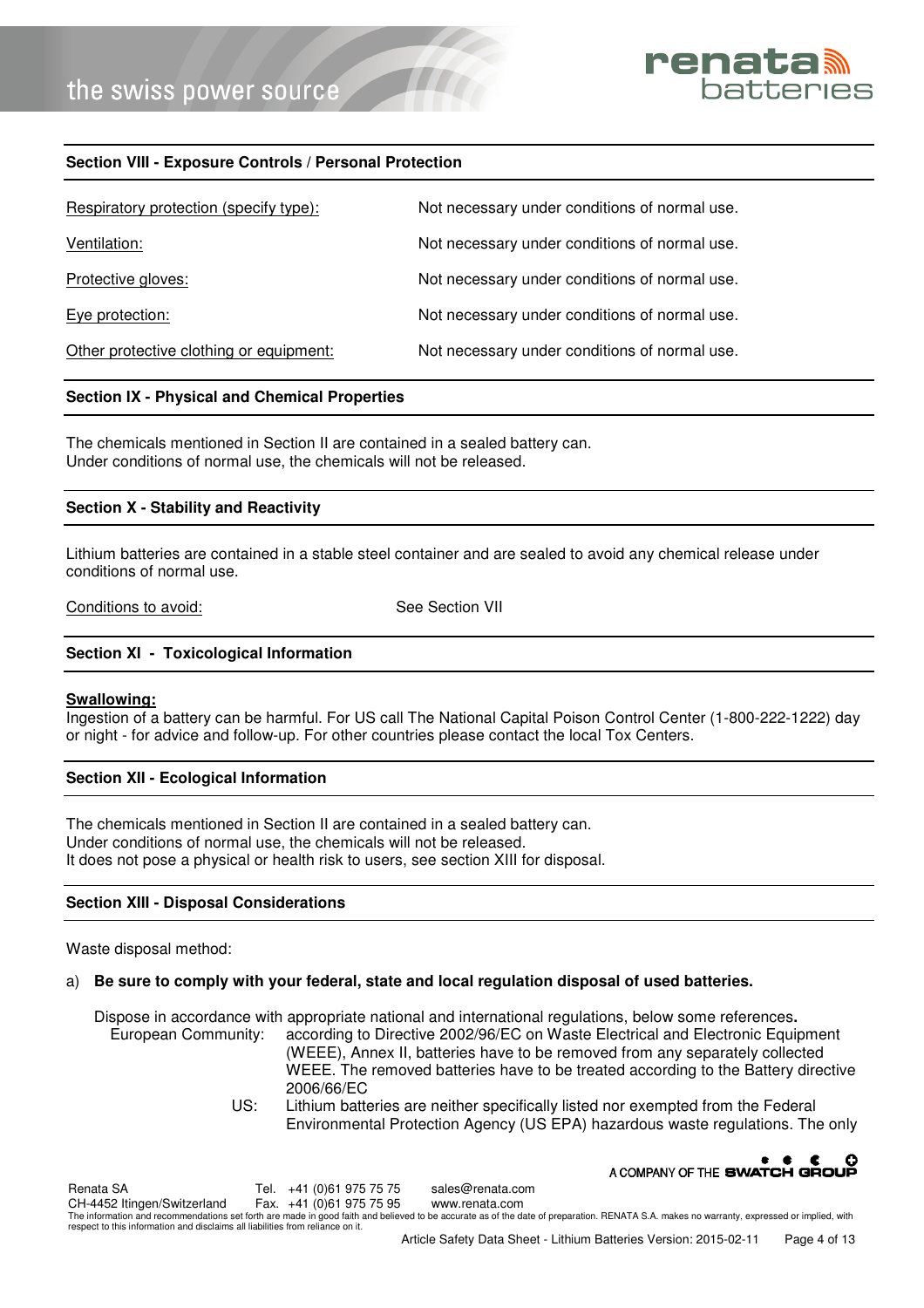## Section VIII - Exposure Controls / Personal Protection

| | |
|---|---|
| Respiratory protection (specify type): | Not necessary under conditions of normal use. |
| Ventilation: | Not necessary under conditions of normal use. |
| Protective gloves: | Not necessary under conditions of normal use. |
| Eye protection: | Not necessary under conditions of normal use. |
| Other protective clothing or equipment: | Not necessary under conditions of normal use. |

## Section IX - Physical and Chemical Properties

The chemicals mentioned in Section II are contained in a sealed battery can.
Under conditions of normal use, the chemicals will not be released.

## Section X - Stability and Reactivity

Lithium batteries are contained in a stable steel container and are sealed to avoid any chemical release under conditions of normal use.

Conditions to avoid: See Section VII

## Section XI - Toxicological Information

**Swallowing:**
Ingestion of a battery can be harmful. For US call The National Capital Poison Control Center (1-800-222-1222) day or night - for advice and follow-up. For other countries please contact the local Tox Centers.

## Section XII - Ecological Information

The chemicals mentioned in Section II are contained in a sealed battery can.
Under conditions of normal use, the chemicals will not be released.
It does not pose a physical or health risk to users, see section XIII for disposal.

## Section XIII - Disposal Considerations

Waste disposal method:

a) **Be sure to comply with your federal, state and local regulation disposal of used batteries.**

Dispose in accordance with appropriate national and international regulations, below some references**.**

European Community: according to Directive 2002/96/EC on Waste Electrical and Electronic Equipment (WEEE), Annex II, batteries have to be removed from any separately collected WEEE. The removed batteries have to be treated according to the Battery directive 2006/66/EC

US: Lithium batteries are neither specifically listed nor exempted from the Federal Environmental Protection Agency (US EPA) hazardous waste regulations. The only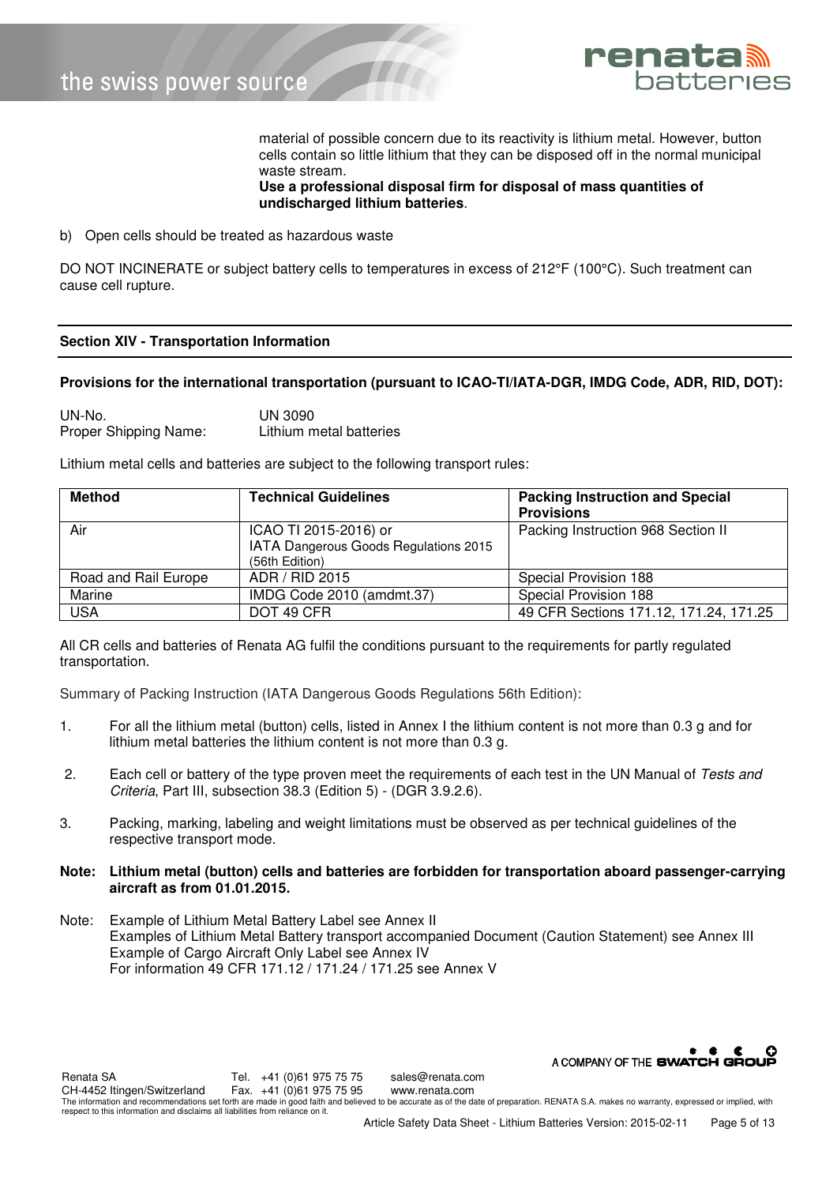material of possible concern due to its reactivity is lithium metal. However, button cells contain so little lithium that they can be disposed off in the normal municipal waste stream.
**Use a professional disposal firm for disposal of mass quantities of undischarged lithium batteries**.

b) Open cells should be treated as hazardous waste

DO NOT INCINERATE or subject battery cells to temperatures in excess of 212°F (100°C). Such treatment can cause cell rupture.

## Section XIV - Transportation Information

**Provisions for the international transportation (pursuant to ICAO-TI/IATA-DGR, IMDG Code, ADR, RID, DOT):**

UN-No.: UN 3090
Proper Shipping Name: Lithium metal batteries

Lithium metal cells and batteries are subject to the following transport rules:

| Method | Technical Guidelines | Packing Instruction and Special Provisions |
|---|---|---|
| Air | ICAO TI 2015-2016) or IATA Dangerous Goods Regulations 2015 (56th Edition) | Packing Instruction 968 Section II |
| Road and Rail Europe | ADR / RID 2015 | Special Provision 188 |
| Marine | IMDG Code 2010 (amdmt.37) | Special Provision 188 |
| USA | DOT 49 CFR | 49 CFR Sections 171.12, 171.24, 171.25 |

All CR cells and batteries of Renata AG fulfil the conditions pursuant to the requirements for partly regulated transportation.

Summary of Packing Instruction (IATA Dangerous Goods Regulations 56th Edition):

1. For all the lithium metal (button) cells, listed in Annex I the lithium content is not more than 0.3 g and for lithium metal batteries the lithium content is not more than 0.3 g.

2. Each cell or battery of the type proven meet the requirements of each test in the UN Manual of *Tests and Criteria*, Part III, subsection 38.3 (Edition 5) - (DGR 3.9.2.6).

3. Packing, marking, labeling and weight limitations must be observed as per technical guidelines of the respective transport mode.

**Note: Lithium metal (button) cells and batteries are forbidden for transportation aboard passenger-carrying aircraft as from 01.01.2015.**

Note: Example of Lithium Metal Battery Label see Annex II
Examples of Lithium Metal Battery transport accompanied Document (Caution Statement) see Annex III
Example of Cargo Aircraft Only Label see Annex IV
For information 49 CFR 171.12 / 171.24 / 171.25 see Annex V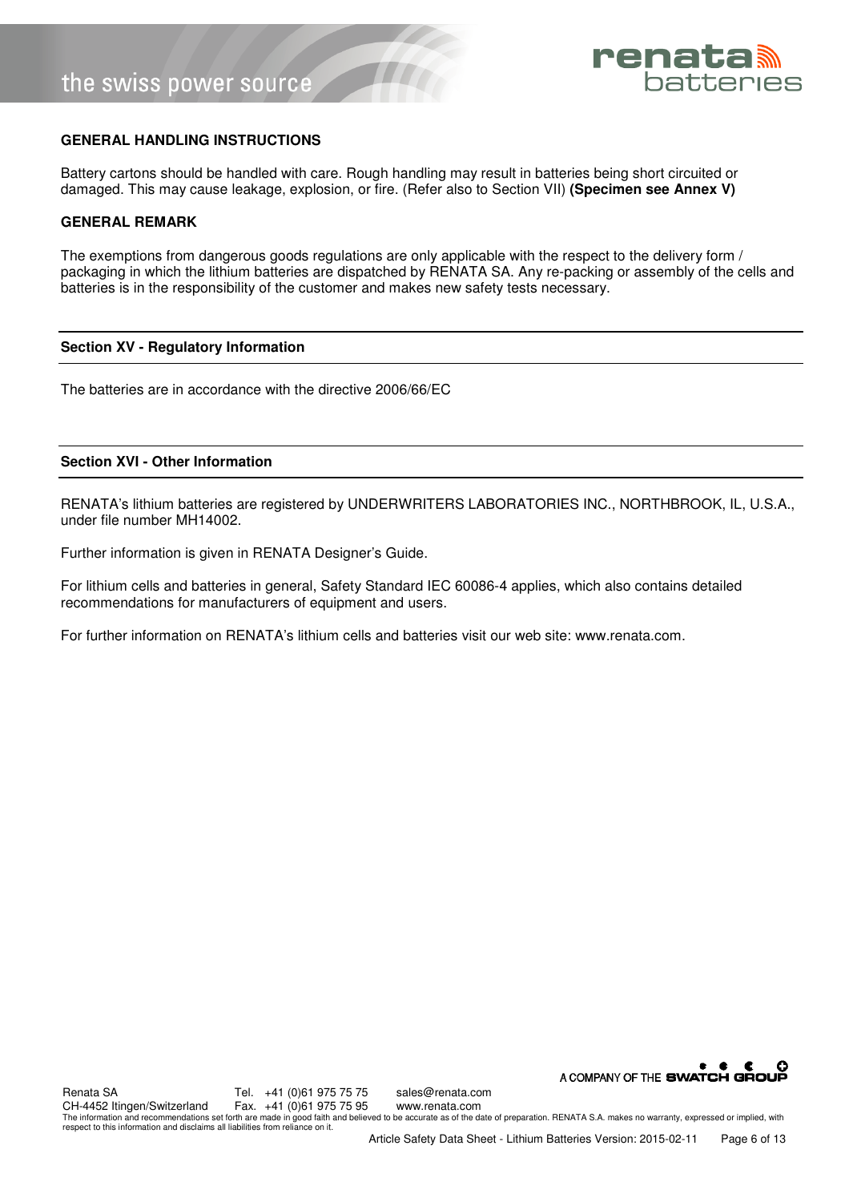**GENERAL HANDLING INSTRUCTIONS**

Battery cartons should be handled with care. Rough handling may result in batteries being short circuited or damaged. This may cause leakage, explosion, or fire. (Refer also to Section VII) **(Specimen see Annex V)**

**GENERAL REMARK**

The exemptions from dangerous goods regulations are only applicable with the respect to the delivery form / packaging in which the lithium batteries are dispatched by RENATA SA. Any re-packing or assembly of the cells and batteries is in the responsibility of the customer and makes new safety tests necessary.

## Section XV - Regulatory Information

The batteries are in accordance with the directive 2006/66/EC

## Section XVI - Other Information

RENATA's lithium batteries are registered by UNDERWRITERS LABORATORIES INC., NORTHBROOK, IL, U.S.A., under file number MH14002.

Further information is given in RENATA Designer's Guide.

For lithium cells and batteries in general, Safety Standard IEC 60086-4 applies, which also contains detailed recommendations for manufacturers of equipment and users.

For further information on RENATA's lithium cells and batteries visit our web site: www.renata.com.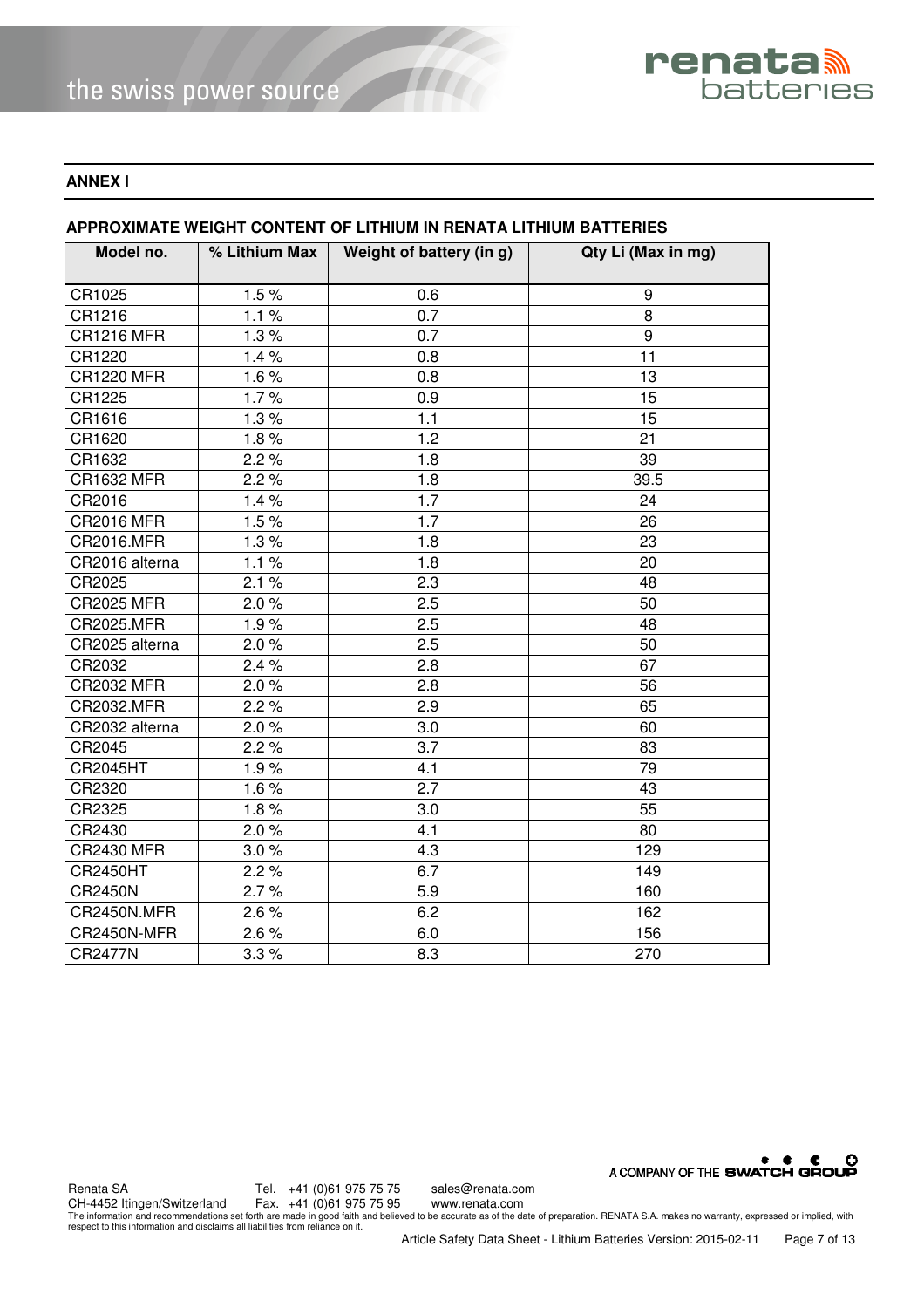## ANNEX I

### APPROXIMATE WEIGHT CONTENT OF LITHIUM IN RENATA LITHIUM BATTERIES

| Model no. | % Lithium Max | Weight of battery (in g) | Qty Li (Max in mg) |
|---|---|---|---|
| CR1025 | 1.5 % | 0.6 | 9 |
| CR1216 | 1.1 % | 0.7 | 8 |
| CR1216 MFR | 1.3 % | 0.7 | 9 |
| CR1220 | 1.4 % | 0.8 | 11 |
| CR1220 MFR | 1.6 % | 0.8 | 13 |
| CR1225 | 1.7 % | 0.9 | 15 |
| CR1616 | 1.3 % | 1.1 | 15 |
| CR1620 | 1.8 % | 1.2 | 21 |
| CR1632 | 2.2 % | 1.8 | 39 |
| CR1632 MFR | 2.2 % | 1.8 | 39.5 |
| CR2016 | 1.4 % | 1.7 | 24 |
| CR2016 MFR | 1.5 % | 1.7 | 26 |
| CR2016.MFR | 1.3 % | 1.8 | 23 |
| CR2016 alterna | 1.1 % | 1.8 | 20 |
| CR2025 | 2.1 % | 2.3 | 48 |
| CR2025 MFR | 2.0 % | 2.5 | 50 |
| CR2025.MFR | 1.9 % | 2.5 | 48 |
| CR2025 alterna | 2.0 % | 2.5 | 50 |
| CR2032 | 2.4 % | 2.8 | 67 |
| CR2032 MFR | 2.0 % | 2.8 | 56 |
| CR2032.MFR | 2.2 % | 2.9 | 65 |
| CR2032 alterna | 2.0 % | 3.0 | 60 |
| CR2045 | 2.2 % | 3.7 | 83 |
| CR2045HT | 1.9 % | 4.1 | 79 |
| CR2320 | 1.6 % | 2.7 | 43 |
| CR2325 | 1.8 % | 3.0 | 55 |
| CR2430 | 2.0 % | 4.1 | 80 |
| CR2430 MFR | 3.0 % | 4.3 | 129 |
| CR2450HT | 2.2 % | 6.7 | 149 |
| CR2450N | 2.7 % | 5.9 | 160 |
| CR2450N.MFR | 2.6 % | 6.2 | 162 |
| CR2450N-MFR | 2.6 % | 6.0 | 156 |
| CR2477N | 3.3 % | 8.3 | 270 |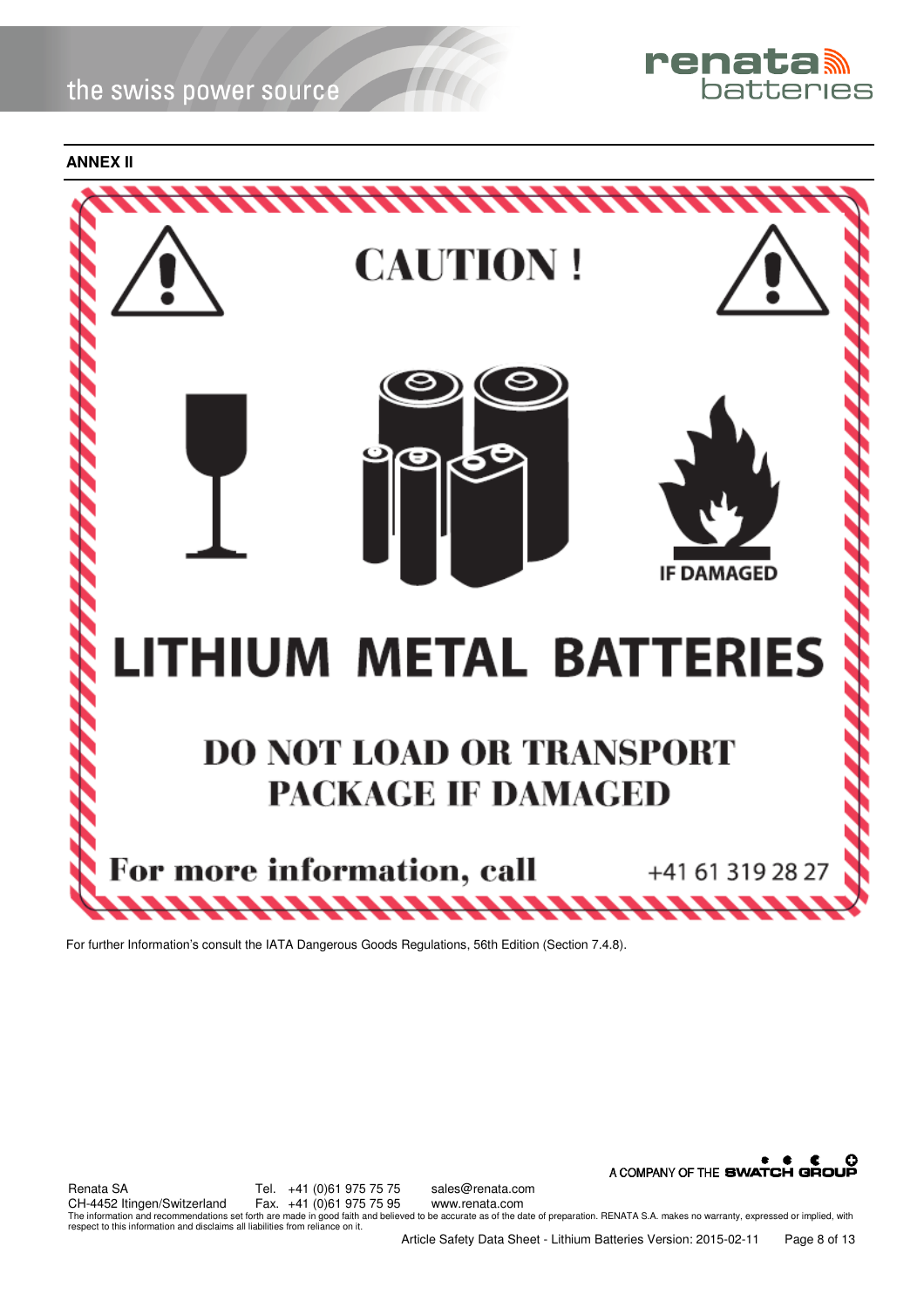**ANNEX II**

CAUTION !

IF DAMAGED

LITHIUM METAL BATTERIES

DO NOT LOAD OR TRANSPORT PACKAGE IF DAMAGED

For more information, call +41 61 319 28 27

For further Information's consult the IATA Dangerous Goods Regulations, 56th Edition (Section 7.4.8).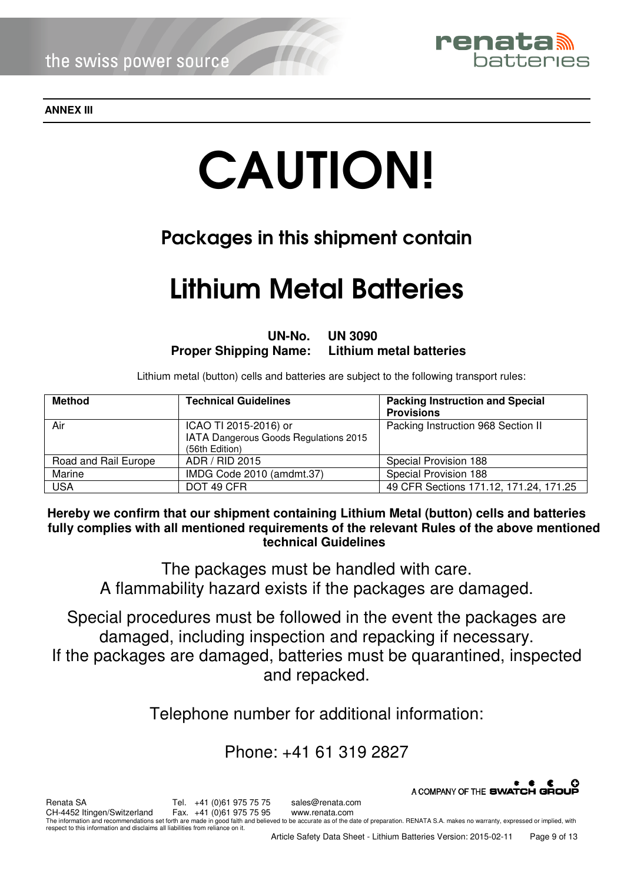**ANNEX III**

# CAUTION!

## Packages in this shipment contain

# Lithium Metal Batteries

**UN-No. UN 3090**
**Proper Shipping Name: Lithium metal batteries**

Lithium metal (button) cells and batteries are subject to the following transport rules:

| Method | Technical Guidelines | Packing Instruction and Special Provisions |
| --- | --- | --- |
| Air | ICAO TI 2015-2016) or IATA Dangerous Goods Regulations 2015 (56th Edition) | Packing Instruction 968 Section II |
| Road and Rail Europe | ADR / RID 2015 | Special Provision 188 |
| Marine | IMDG Code 2010 (amdmt.37) | Special Provision 188 |
| USA | DOT 49 CFR | 49 CFR Sections 171.12, 171.24, 171.25 |

**Hereby we confirm that our shipment containing Lithium Metal (button) cells and batteries fully complies with all mentioned requirements of the relevant Rules of the above mentioned technical Guidelines**

The packages must be handled with care.
A flammability hazard exists if the packages are damaged.

Special procedures must be followed in the event the packages are damaged, including inspection and repacking if necessary.
If the packages are damaged, batteries must be quarantined, inspected and repacked.

Telephone number for additional information:

Phone: +41 61 319 2827

Renata SA, CH-4452 Itingen/Switzerland — Tel. +41 (0)61 975 75 75, Fax. +41 (0)61 975 75 95 — sales@renata.com, www.renata.com

The information and recommendations set forth are made in good faith and believed to be accurate as of the date of preparation. RENATA S.A. makes no warranty, expressed or implied, with respect to this information and disclaims all liabilities from reliance on it.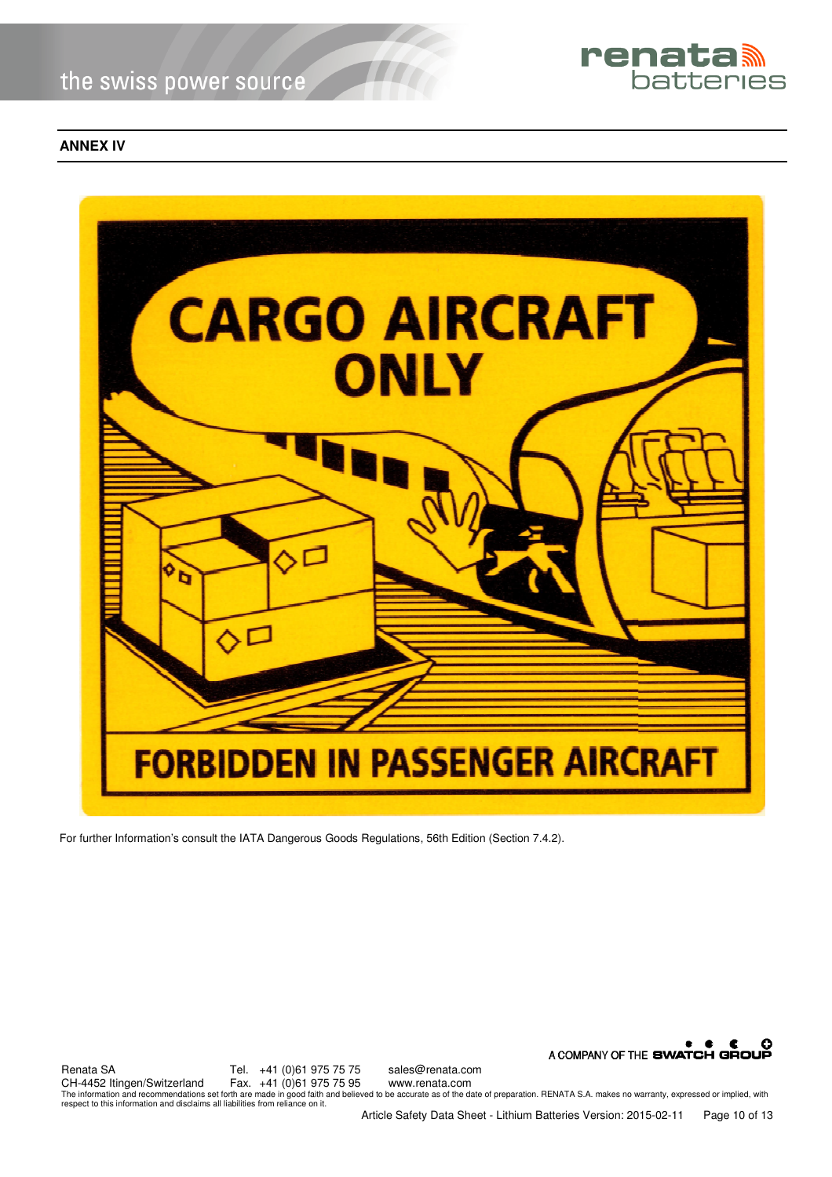## ANNEX IV

CARGO AIRCRAFT ONLY

FORBIDDEN IN PASSENGER AIRCRAFT

For further Information's consult the IATA Dangerous Goods Regulations, 56th Edition (Section 7.4.2).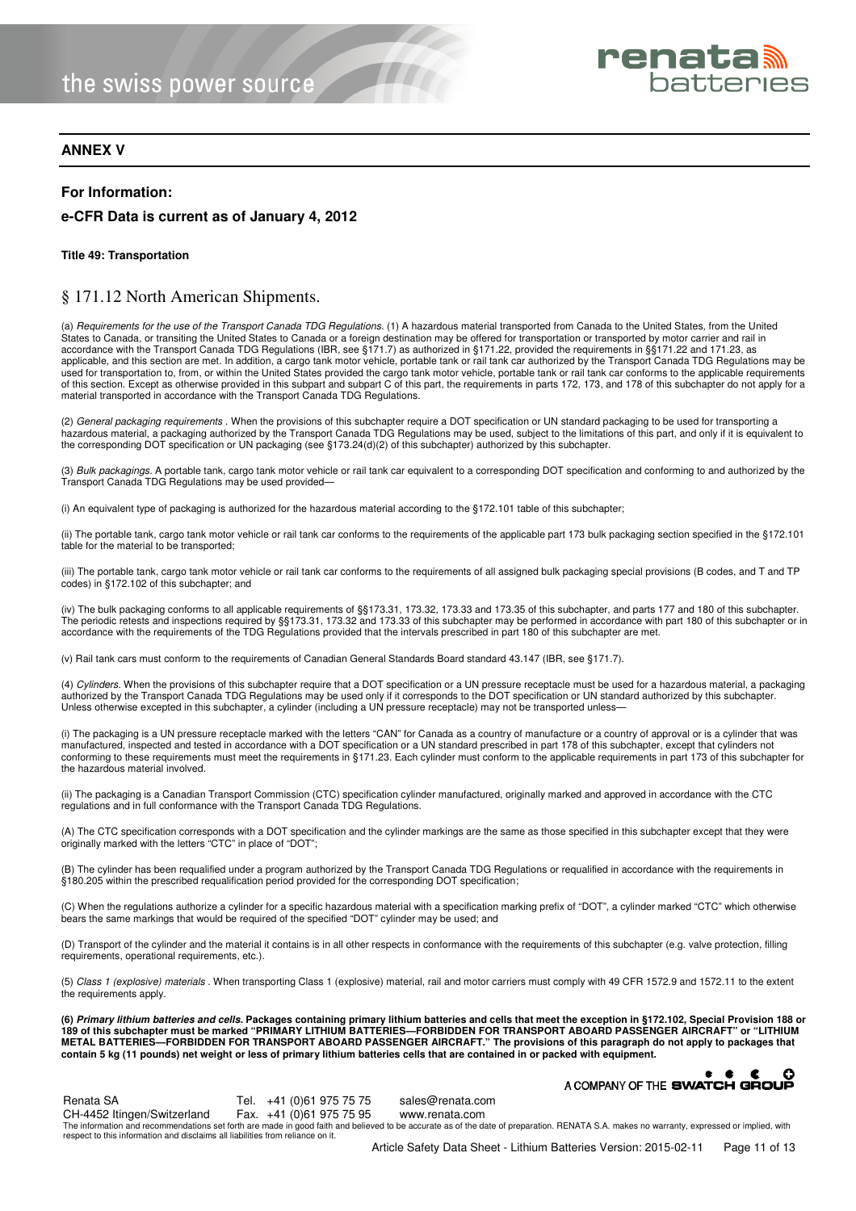## ANNEX V

### For Information:

### e-CFR Data is current as of January 4, 2012

**Title 49: Transportation**

# § 171.12 North American Shipments.

(a) *Requirements for the use of the Transport Canada TDG Regulations.* (1) A hazardous material transported from Canada to the United States, from the United States to Canada, or transiting the United States to Canada or a foreign destination may be offered for transportation or transported by motor carrier and rail in accordance with the Transport Canada TDG Regulations (IBR, see §171.7) as authorized in §171.22, provided the requirements in §§171.22 and 171.23, as applicable, and this section are met. In addition, a cargo tank motor vehicle, portable tank or rail tank car authorized by the Transport Canada TDG Regulations may be used for transportation to, from, or within the United States provided the cargo tank motor vehicle, portable tank or rail tank car conforms to the applicable requirements of this section. Except as otherwise provided in this subpart and subpart C of this part, the requirements in parts 172, 173, and 178 of this subchapter do not apply for a material transported in accordance with the Transport Canada TDG Regulations.

(2) *General packaging requirements* . When the provisions of this subchapter require a DOT specification or UN standard packaging to be used for transporting a hazardous material, a packaging authorized by the Transport Canada TDG Regulations may be used, subject to the limitations of this part, and only if it is equivalent to the corresponding DOT specification or UN packaging (see §173.24(d)(2) of this subchapter) authorized by this subchapter.

(3) *Bulk packagings.* A portable tank, cargo tank motor vehicle or rail tank car equivalent to a corresponding DOT specification and conforming to and authorized by the Transport Canada TDG Regulations may be used provided—

(i) An equivalent type of packaging is authorized for the hazardous material according to the §172.101 table of this subchapter;

(ii) The portable tank, cargo tank motor vehicle or rail tank car conforms to the requirements of the applicable part 173 bulk packaging section specified in the §172.101 table for the material to be transported;

(iii) The portable tank, cargo tank motor vehicle or rail tank car conforms to the requirements of all assigned bulk packaging special provisions (B codes, and T and TP codes) in §172.102 of this subchapter; and

(iv) The bulk packaging conforms to all applicable requirements of §§173.31, 173.32, 173.33 and 173.35 of this subchapter, and parts 177 and 180 of this subchapter. The periodic retests and inspections required by §§173.31, 173.32 and 173.33 of this subchapter may be performed in accordance with part 180 of this subchapter or in accordance with the requirements of the TDG Regulations provided that the intervals prescribed in part 180 of this subchapter are met.

(v) Rail tank cars must conform to the requirements of Canadian General Standards Board standard 43.147 (IBR, see §171.7).

(4) *Cylinders.* When the provisions of this subchapter require that a DOT specification or a UN pressure receptacle must be used for a hazardous material, a packaging authorized by the Transport Canada TDG Regulations may be used only if it corresponds to the DOT specification or UN standard authorized by this subchapter. Unless otherwise excepted in this subchapter, a cylinder (including a UN pressure receptacle) may not be transported unless—

(i) The packaging is a UN pressure receptacle marked with the letters "CAN" for Canada as a country of manufacture or a country of approval or is a cylinder that was manufactured, inspected and tested in accordance with a DOT specification or a UN standard prescribed in part 178 of this subchapter, except that cylinders not conforming to these requirements must meet the requirements in §171.23. Each cylinder must conform to the applicable requirements in part 173 of this subchapter for the hazardous material involved.

(ii) The packaging is a Canadian Transport Commission (CTC) specification cylinder manufactured, originally marked and approved in accordance with the CTC regulations and in full conformance with the Transport Canada TDG Regulations.

(A) The CTC specification corresponds with a DOT specification and the cylinder markings are the same as those specified in this subchapter except that they were originally marked with the letters "CTC" in place of "DOT";

(B) The cylinder has been requalified under a program authorized by the Transport Canada TDG Regulations or requalified in accordance with the requirements in §180.205 within the prescribed requalification period provided for the corresponding DOT specification;

(C) When the regulations authorize a cylinder for a specific hazardous material with a specification marking prefix of "DOT", a cylinder marked "CTC" which otherwise bears the same markings that would be required of the specified "DOT" cylinder may be used; and

(D) Transport of the cylinder and the material it contains is in all other respects in conformance with the requirements of this subchapter (e.g. valve protection, filling requirements, operational requirements, etc.).

(5) *Class 1 (explosive) materials* . When transporting Class 1 (explosive) material, rail and motor carriers must comply with 49 CFR 1572.9 and 1572.11 to the extent the requirements apply.

**(6) *Primary lithium batteries and cells.* Packages containing primary lithium batteries and cells that meet the exception in §172.102, Special Provision 188 or 189 of this subchapter must be marked "PRIMARY LITHIUM BATTERIES—FORBIDDEN FOR TRANSPORT ABOARD PASSENGER AIRCRAFT" or "LITHIUM METAL BATTERIES—FORBIDDEN FOR TRANSPORT ABOARD PASSENGER AIRCRAFT." The provisions of this paragraph do not apply to packages that contain 5 kg (11 pounds) net weight or less of primary lithium batteries cells that are contained in or packed with equipment.**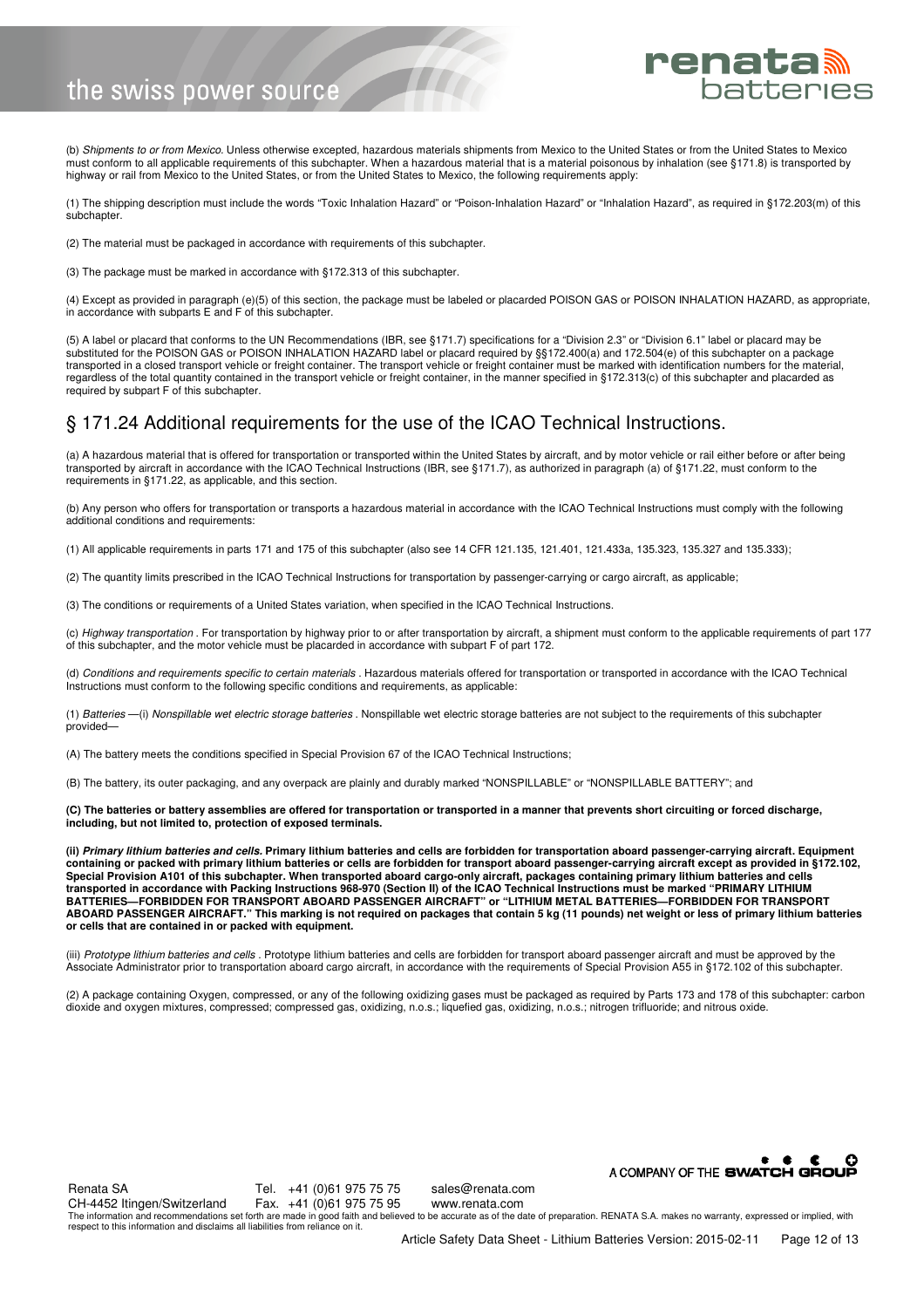(b) *Shipments to or from Mexico.* Unless otherwise excepted, hazardous materials shipments from Mexico to the United States or from the United States to Mexico must conform to all applicable requirements of this subchapter. When a hazardous material that is a material poisonous by inhalation (see §171.8) is transported by highway or rail from Mexico to the United States, or from the United States to Mexico, the following requirements apply:

(1) The shipping description must include the words “Toxic Inhalation Hazard” or “Poison-Inhalation Hazard” or “Inhalation Hazard”, as required in §172.203(m) of this subchapter.

(2) The material must be packaged in accordance with requirements of this subchapter.

(3) The package must be marked in accordance with §172.313 of this subchapter.

(4) Except as provided in paragraph (e)(5) of this section, the package must be labeled or placarded POISON GAS or POISON INHALATION HAZARD, as appropriate, in accordance with subparts E and F of this subchapter.

(5) A label or placard that conforms to the UN Recommendations (IBR, see §171.7) specifications for a “Division 2.3” or “Division 6.1” label or placard may be substituted for the POISON GAS or POISON INHALATION HAZARD label or placard required by §§172.400(a) and 172.504(e) of this subchapter on a package transported in a closed transport vehicle or freight container. The transport vehicle or freight container must be marked with identification numbers for the material, regardless of the total quantity contained in the transport vehicle or freight container, in the manner specified in §172.313(c) of this subchapter and placarded as required by subpart F of this subchapter.

## § 171.24 Additional requirements for the use of the ICAO Technical Instructions.

(a) A hazardous material that is offered for transportation or transported within the United States by aircraft, and by motor vehicle or rail either before or after being transported by aircraft in accordance with the ICAO Technical Instructions (IBR, see §171.7), as authorized in paragraph (a) of §171.22, must conform to the requirements in §171.22, as applicable, and this section.

(b) Any person who offers for transportation or transports a hazardous material in accordance with the ICAO Technical Instructions must comply with the following additional conditions and requirements:

(1) All applicable requirements in parts 171 and 175 of this subchapter (also see 14 CFR 121.135, 121.401, 121.433a, 135.323, 135.327 and 135.333);

(2) The quantity limits prescribed in the ICAO Technical Instructions for transportation by passenger-carrying or cargo aircraft, as applicable;

(3) The conditions or requirements of a United States variation, when specified in the ICAO Technical Instructions.

(c) *Highway transportation* . For transportation by highway prior to or after transportation by aircraft, a shipment must conform to the applicable requirements of part 177 of this subchapter, and the motor vehicle must be placarded in accordance with subpart F of part 172.

(d) *Conditions and requirements specific to certain materials* . Hazardous materials offered for transportation or transported in accordance with the ICAO Technical Instructions must conform to the following specific conditions and requirements, as applicable:

(1) *Batteries* —(i) *Nonspillable wet electric storage batteries* . Nonspillable wet electric storage batteries are not subject to the requirements of this subchapter provided—

(A) The battery meets the conditions specified in Special Provision 67 of the ICAO Technical Instructions;

(B) The battery, its outer packaging, and any overpack are plainly and durably marked “NONSPILLABLE” or “NONSPILLABLE BATTERY”; and

**(C) The batteries or battery assemblies are offered for transportation or transported in a manner that prevents short circuiting or forced discharge, including, but not limited to, protection of exposed terminals.**

**(ii) *Primary lithium batteries and cells.* Primary lithium batteries and cells are forbidden for transportation aboard passenger-carrying aircraft. Equipment containing or packed with primary lithium batteries or cells are forbidden for transport aboard passenger-carrying aircraft except as provided in §172.102, Special Provision A101 of this subchapter. When transported aboard cargo-only aircraft, packages containing primary lithium batteries and cells transported in accordance with Packing Instructions 968-970 (Section II) of the ICAO Technical Instructions must be marked “PRIMARY LITHIUM BATTERIES—FORBIDDEN FOR TRANSPORT ABOARD PASSENGER AIRCRAFT” or “LITHIUM METAL BATTERIES—FORBIDDEN FOR TRANSPORT ABOARD PASSENGER AIRCRAFT.” This marking is not required on packages that contain 5 kg (11 pounds) net weight or less of primary lithium batteries or cells that are contained in or packed with equipment.**

(iii) *Prototype lithium batteries and cells* . Prototype lithium batteries and cells are forbidden for transport aboard passenger aircraft and must be approved by the Associate Administrator prior to transportation aboard cargo aircraft, in accordance with the requirements of Special Provision A55 in §172.102 of this subchapter.

(2) A package containing Oxygen, compressed, or any of the following oxidizing gases must be packaged as required by Parts 173 and 178 of this subchapter: carbon dioxide and oxygen mixtures, compressed; compressed gas, oxidizing, n.o.s.; liquefied gas, oxidizing, n.o.s.; nitrogen trifluoride; and nitrous oxide.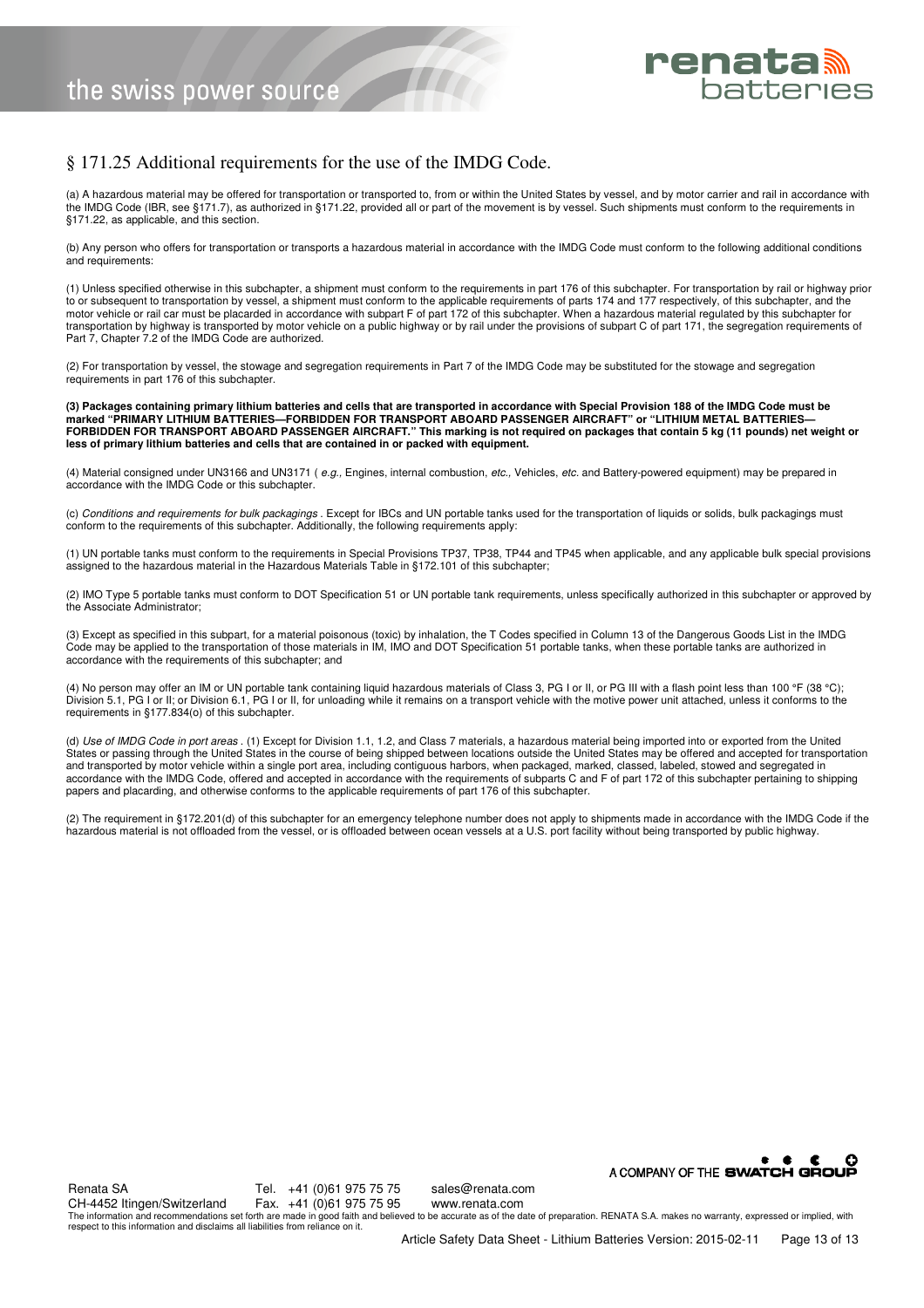## § 171.25 Additional requirements for the use of the IMDG Code.

(a) A hazardous material may be offered for transportation or transported to, from or within the United States by vessel, and by motor carrier and rail in accordance with the IMDG Code (IBR, see §171.7), as authorized in §171.22, provided all or part of the movement is by vessel. Such shipments must conform to the requirements in §171.22, as applicable, and this section.

(b) Any person who offers for transportation or transports a hazardous material in accordance with the IMDG Code must conform to the following additional conditions and requirements:

(1) Unless specified otherwise in this subchapter, a shipment must conform to the requirements in part 176 of this subchapter. For transportation by rail or highway prior to or subsequent to transportation by vessel, a shipment must conform to the applicable requirements of parts 174 and 177 respectively, of this subchapter, and the motor vehicle or rail car must be placarded in accordance with subpart F of part 172 of this subchapter. When a hazardous material regulated by this subchapter for transportation by highway is transported by motor vehicle on a public highway or by rail under the provisions of subpart C of part 171, the segregation requirements of Part 7, Chapter 7.2 of the IMDG Code are authorized.

(2) For transportation by vessel, the stowage and segregation requirements in Part 7 of the IMDG Code may be substituted for the stowage and segregation requirements in part 176 of this subchapter.

**(3) Packages containing primary lithium batteries and cells that are transported in accordance with Special Provision 188 of the IMDG Code must be marked "PRIMARY LITHIUM BATTERIES—FORBIDDEN FOR TRANSPORT ABOARD PASSENGER AIRCRAFT" or "LITHIUM METAL BATTERIES—FORBIDDEN FOR TRANSPORT ABOARD PASSENGER AIRCRAFT." This marking is not required on packages that contain 5 kg (11 pounds) net weight or less of primary lithium batteries and cells that are contained in or packed with equipment.**

(4) Material consigned under UN3166 and UN3171 ( *e.g.,* Engines, internal combustion, *etc.,* Vehicles, *etc.* and Battery-powered equipment) may be prepared in accordance with the IMDG Code or this subchapter.

(c) *Conditions and requirements for bulk packagings* . Except for IBCs and UN portable tanks used for the transportation of liquids or solids, bulk packagings must conform to the requirements of this subchapter. Additionally, the following requirements apply:

(1) UN portable tanks must conform to the requirements in Special Provisions TP37, TP38, TP44 and TP45 when applicable, and any applicable bulk special provisions assigned to the hazardous material in the Hazardous Materials Table in §172.101 of this subchapter;

(2) IMO Type 5 portable tanks must conform to DOT Specification 51 or UN portable tank requirements, unless specifically authorized in this subchapter or approved by the Associate Administrator;

(3) Except as specified in this subpart, for a material poisonous (toxic) by inhalation, the T Codes specified in Column 13 of the Dangerous Goods List in the IMDG Code may be applied to the transportation of those materials in IM, IMO and DOT Specification 51 portable tanks, when these portable tanks are authorized in accordance with the requirements of this subchapter; and

(4) No person may offer an IM or UN portable tank containing liquid hazardous materials of Class 3, PG I or II, or PG III with a flash point less than 100 °F (38 °C); Division 5.1, PG I or II; or Division 6.1, PG I or II, for unloading while it remains on a transport vehicle with the motive power unit attached, unless it conforms to the requirements in §177.834(o) of this subchapter.

(d) *Use of IMDG Code in port areas* . (1) Except for Division 1.1, 1.2, and Class 7 materials, a hazardous material being imported into or exported from the United States or passing through the United States in the course of being shipped between locations outside the United States may be offered and accepted for transportation and transported by motor vehicle within a single port area, including contiguous harbors, when packaged, marked, classed, labeled, stowed and segregated in accordance with the IMDG Code, offered and accepted in accordance with the requirements of subparts C and F of part 172 of this subchapter pertaining to shipping papers and placarding, and otherwise conforms to the applicable requirements of part 176 of this subchapter.

(2) The requirement in §172.201(d) of this subchapter for an emergency telephone number does not apply to shipments made in accordance with the IMDG Code if the hazardous material is not offloaded from the vessel, or is offloaded between ocean vessels at a U.S. port facility without being transported by public highway.